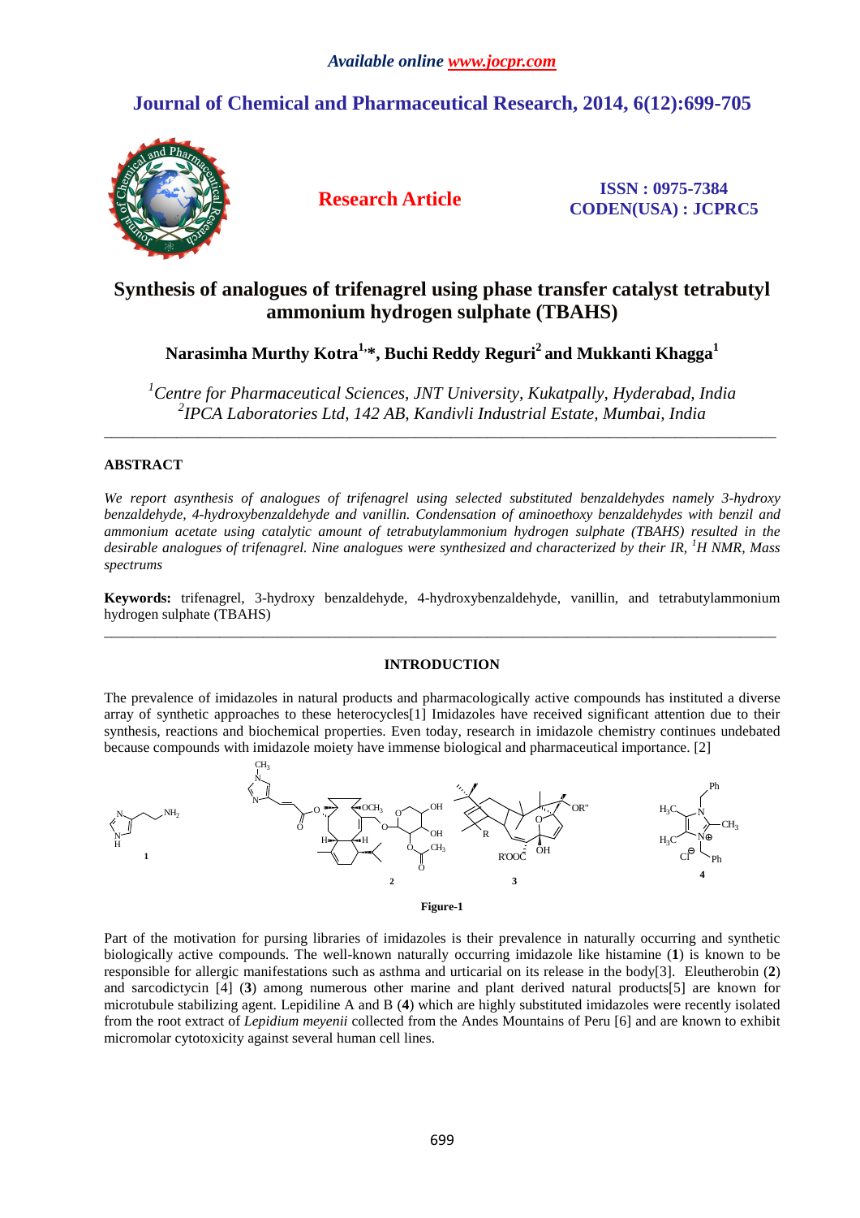# Synthesis of analogues of trifenagrel using phase transfer catalyst tetrabutyl ammonium hydrogen sulphate (TBAHS)

**Narasimha Murthy Kotra[1,*], Buchi Reddy Reguri[2] and Mukkanti Khagga[1]**

*[1]Centre for Pharmaceutical Sciences, JNT University, Kukatpally, Hyderabad, India*
*[2]IPCA Laboratories Ltd, 142 AB, Kandivli Industrial Estate, Mumbai, India*

---

## ABSTRACT

*We report asynthesis of analogues of trifenagrel using selected substituted benzaldehydes namely 3-hydroxy benzaldehyde, 4-hydroxybenzaldehyde and vanillin. Condensation of aminoethoxy benzaldehydes with benzil and ammonium acetate using catalytic amount of tetrabutylammonium hydrogen sulphate (TBAHS) resulted in the desirable analogues of trifenagrel. Nine analogues were synthesized and characterized by their IR, $^{1}$H NMR, Mass spectrums*

**Keywords:** trifenagrel, 3-hydroxy benzaldehyde, 4-hydroxybenzaldehyde, vanillin, and tetrabutylammonium hydrogen sulphate (TBAHS)

---

## INTRODUCTION

The prevalence of imidazoles in natural products and pharmacologically active compounds has instituted a diverse array of synthetic approaches to these heterocycles[1] Imidazoles have received significant attention due to their synthesis, reactions and biochemical properties. Even today, research in imidazole chemistry continues undebated because compounds with imidazole moiety have immense biological and pharmaceutical importance. [2]

Figure-1

Part of the motivation for pursing libraries of imidazoles is their prevalence in naturally occurring and synthetic biologically active compounds. The well-known naturally occurring imidazole like histamine (**1**) is known to be responsible for allergic manifestations such as asthma and urticarial on its release in the body[3]. Eleutherobin (**2**) and sarcodictycin [4] (**3**) among numerous other marine and plant derived natural products[5] are known for microtubule stabilizing agent. Lepidiline A and B (**4**) which are highly substituted imidazoles were recently isolated from the root extract of *Lepidium meyenii* collected from the Andes Mountains of Peru [6] and are known to exhibit micromolar cytotoxicity against several human cell lines.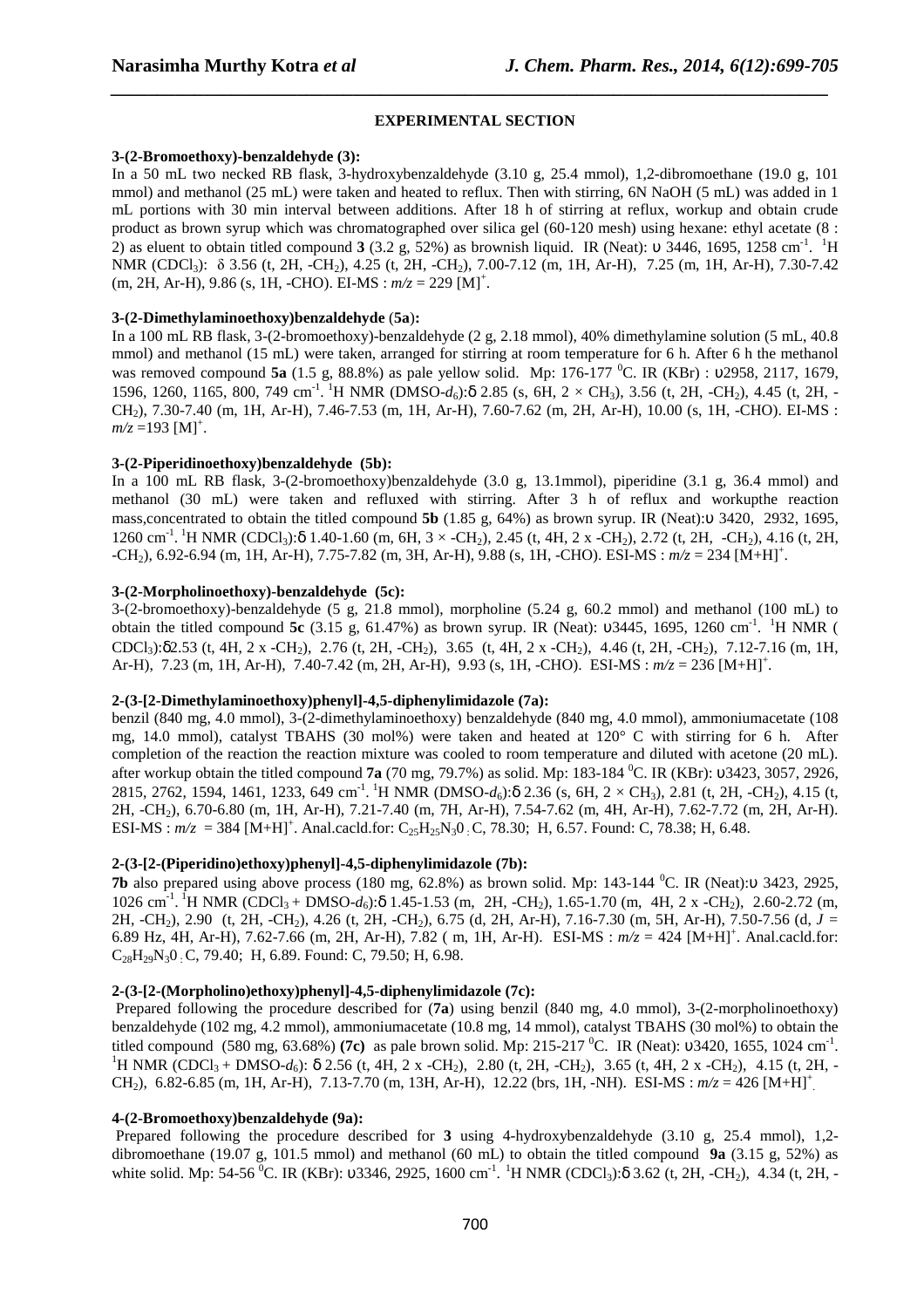## EXPERIMENTAL SECTION

**3-(2-Bromoethoxy)-benzaldehyde (3):**

In a 50 mL two necked RB flask, 3-hydroxybenzaldehyde (3.10 g, 25.4 mmol), 1,2-dibromoethane (19.0 g, 101 mmol) and methanol (25 mL) were taken and heated to reflux. Then with stirring, 6N NaOH (5 mL) was added in 1 mL portions with 30 min interval between additions. After 18 h of stirring at reflux, workup and obtain crude product as brown syrup which was chromatographed over silica gel (60-120 mesh) using hexane: ethyl acetate (8 : 2) as eluent to obtain titled compound **3** (3.2 g, 52%) as brownish liquid. IR (Neat): υ 3446, 1695, 1258 $cm^{-1}$. $^{1}H$ NMR ($CDCl_3$): δ 3.56 (t, 2H, $-CH_2$), 4.25 (t, 2H, $-CH_2$), 7.00-7.12 (m, 1H, Ar-H), 7.25 (m, 1H, Ar-H), 7.30-7.42 (m, 2H, Ar-H), 9.86 (s, 1H, -CHO). EI-MS : *m/z* = 229 $[M]^+$.

**3-(2-Dimethylaminoethoxy)benzaldehyde (5a):**

In a 100 mL RB flask, 3-(2-bromoethoxy)-benzaldehyde (2 g, 2.18 mmol), 40% dimethylamine solution (5 mL, 40.8 mmol) and methanol (15 mL) were taken, arranged for stirring at room temperature for 6 h. After 6 h the methanol was removed compound **5a** (1.5 g, 88.8%) as pale yellow solid. Mp: 176-177 $^0$C. IR (KBr) : υ2958, 2117, 1679, 1596, 1260, 1165, 800, 749 $cm^{-1}$. $^{1}H$ NMR (DMSO-$d_6$):δ 2.85 (s, 6H, 2 × $CH_3$), 3.56 (t, 2H, $-CH_2$), 4.45 (t, 2H, $-CH_2$), 7.30-7.40 (m, 1H, Ar-H), 7.46-7.53 (m, 1H, Ar-H), 7.60-7.62 (m, 2H, Ar-H), 10.00 (s, 1H, -CHO). EI-MS : *m/z* =193 $[M]^+$.

**3-(2-Piperidinoethoxy)benzaldehyde (5b):**

In a 100 mL RB flask, 3-(2-bromoethoxy)benzaldehyde (3.0 g, 13.1mmol), piperidine (3.1 g, 36.4 mmol) and methanol (30 mL) were taken and refluxed with stirring. After 3 h of reflux and workupthe reaction mass,concentrated to obtain the titled compound **5b** (1.85 g, 64%) as brown syrup. IR (Neat):υ 3420, 2932, 1695, 1260 $cm^{-1}$. $^{1}H$ NMR ($CDCl_3$):δ 1.40-1.60 (m, 6H, 3 × $-CH_2$), 2.45 (t, 4H, 2 x $-CH_2$), 2.72 (t, 2H, $-CH_2$), 4.16 (t, 2H, $-CH_2$), 6.92-6.94 (m, 1H, Ar-H), 7.75-7.82 (m, 3H, Ar-H), 9.88 (s, 1H, -CHO). ESI-MS : *m/z* = 234 $[M+H]^+$.

**3-(2-Morpholinoethoxy)-benzaldehyde (5c):**

3-(2-bromoethoxy)-benzaldehyde (5 g, 21.8 mmol), morpholine (5.24 g, 60.2 mmol) and methanol (100 mL) to obtain the titled compound **5c** (3.15 g, 61.47%) as brown syrup. IR (Neat): υ3445, 1695, 1260 $cm^{-1}$. $^{1}H$ NMR ( $CDCl_3$):δ2.53 (t, 4H, 2 x $-CH_2$), 2.76 (t, 2H, $-CH_2$), 3.65 (t, 4H, 2 x $-CH_2$), 4.46 (t, 2H, $-CH_2$), 7.12-7.16 (m, 1H, Ar-H), 7.23 (m, 1H, Ar-H), 7.40-7.42 (m, 2H, Ar-H), 9.93 (s, 1H, -CHO). ESI-MS : *m/z* = 236 $[M+H]^+$.

**2-(3-[2-Dimethylaminoethoxy)phenyl]-4,5-diphenylimidazole (7a):**

benzil (840 mg, 4.0 mmol), 3-(2-dimethylaminoethoxy) benzaldehyde (840 mg, 4.0 mmol), ammoniumacetate (108 mg, 14.0 mmol), catalyst TBAHS (30 mol%) were taken and heated at 120° C with stirring for 6 h. After completion of the reaction the reaction mixture was cooled to room temperature and diluted with acetone (20 mL). after workup obtain the titled compound **7a** (70 mg, 79.7%) as solid. Mp: 183-184 $^0$C. IR (KBr): υ3423, 3057, 2926, 2815, 2762, 1594, 1461, 1233, 649 $cm^{-1}$. $^{1}H$ NMR (DMSO-$d_6$):δ 2.36 (s, 6H, 2 × $CH_3$), 2.81 (t, 2H, $-CH_2$), 4.15 (t, 2H, $-CH_2$), 6.70-6.80 (m, 1H, Ar-H), 7.21-7.40 (m, 7H, Ar-H), 7.54-7.62 (m, 4H, Ar-H), 7.62-7.72 (m, 2H, Ar-H). ESI-MS : *m/z* = 384 $[M+H]^+$. Anal.cacld.for: $C_{25}H_{25}N_3O$ : C, 78.30; H, 6.57. Found: C, 78.38; H, 6.48.

**2-(3-[2-(Piperidino)ethoxy)phenyl]-4,5-diphenylimidazole (7b):**

**7b** also prepared using above process (180 mg, 62.8%) as brown solid. Mp: 143-144 $^0$C. IR (Neat):υ 3423, 2925, 1026 $cm^{-1}$. $^{1}H$ NMR ($CDCl_3$ + DMSO-$d_6$):δ 1.45-1.53 (m, 2H, $-CH_2$), 1.65-1.70 (m, 4H, 2 x $-CH_2$), 2.60-2.72 (m, 2H, $-CH_2$), 2.90 (t, 2H, $-CH_2$), 4.26 (t, 2H, $-CH_2$), 6.75 (d, 2H, Ar-H), 7.16-7.30 (m, 5H, Ar-H), 7.50-7.56 (d, *J* = 6.89 Hz, 4H, Ar-H), 7.62-7.66 (m, 2H, Ar-H), 7.82 ( m, 1H, Ar-H). ESI-MS : *m/z* = 424 $[M+H]^+$. Anal.cacld.for: $C_{28}H_{29}N_3O$ : C, 79.40; H, 6.89. Found: C, 79.50; H, 6.98.

**2-(3-[2-(Morpholino)ethoxy)phenyl]-4,5-diphenylimidazole (7c):**

Prepared following the procedure described for (**7a**) using benzil (840 mg, 4.0 mmol), 3-(2-morpholinoethoxy) benzaldehyde (102 mg, 4.2 mmol), ammoniumacetate (10.8 mg, 14 mmol), catalyst TBAHS (30 mol%) to obtain the titled compound (580 mg, 63.68%) **(7c)** as pale brown solid. Mp: 215-217 $^0$C. IR (Neat): υ3420, 1655, 1024 $cm^{-1}$. $^{1}H$ NMR ($CDCl_3$ + DMSO-$d_6$): δ 2.56 (t, 4H, 2 x $-CH_2$), 2.80 (t, 2H, $-CH_2$), 3.65 (t, 4H, 2 x $-CH_2$), 4.15 (t, 2H, $-CH_2$), 6.82-6.85 (m, 1H, Ar-H), 7.13-7.70 (m, 13H, Ar-H), 12.22 (brs, 1H, -NH). ESI-MS : *m/z* = 426 $[M+H]^+$.

**4-(2-Bromoethoxy)benzaldehyde (9a):**

Prepared following the procedure described for **3** using 4-hydroxybenzaldehyde (3.10 g, 25.4 mmol), 1,2-dibromoethane (19.07 g, 101.5 mmol) and methanol (60 mL) to obtain the titled compound **9a** (3.15 g, 52%) as white solid. Mp: 54-56 $^0$C. IR (KBr): υ3346, 2925, 1600 $cm^{-1}$. $^{1}H$ NMR ($CDCl_3$):δ 3.62 (t, 2H, $-CH_2$), 4.34 (t, 2H, -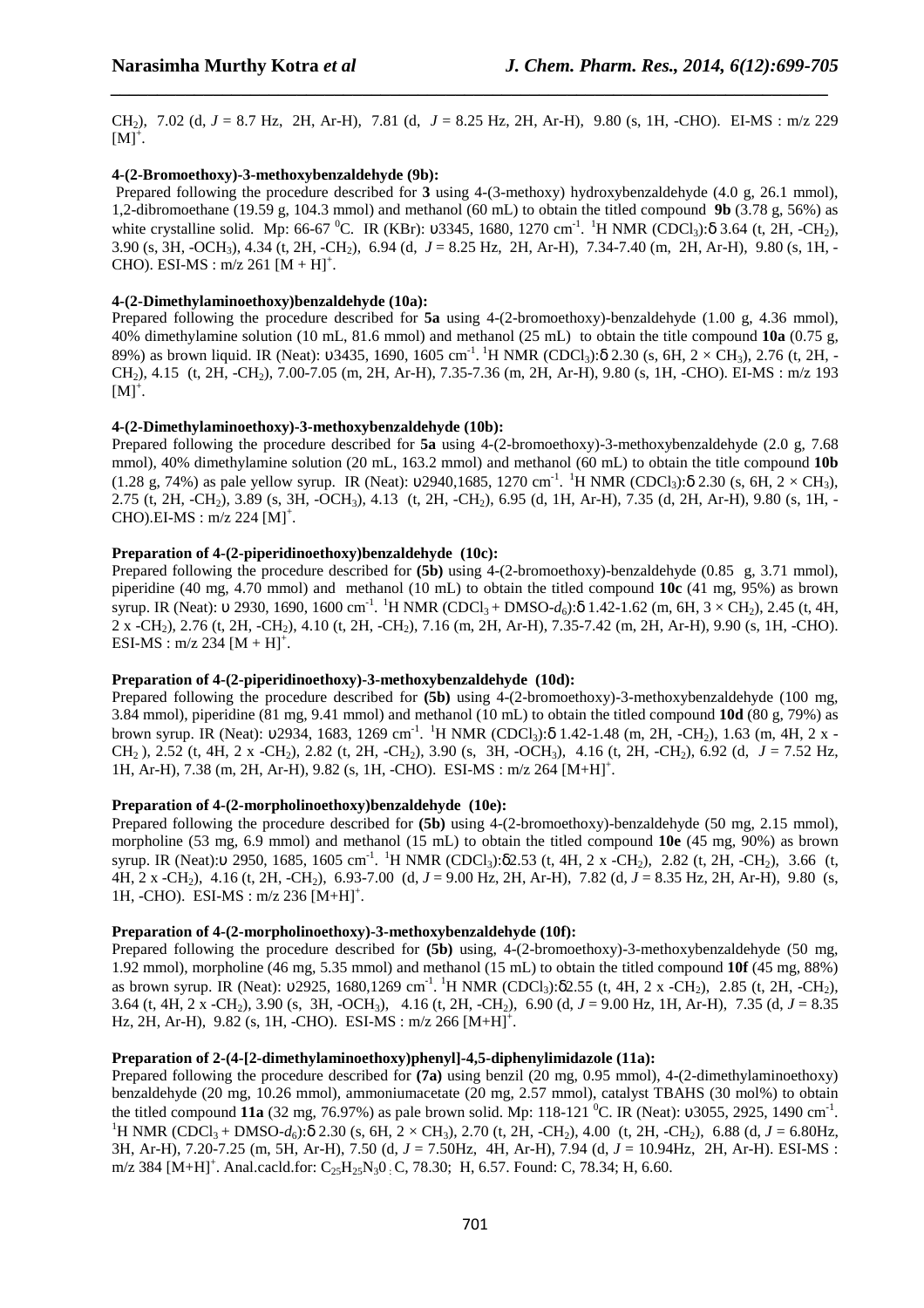$CH_2$), 7.02 (d, *J* = 8.7 Hz, 2H, Ar-H), 7.81 (d, *J* = 8.25 Hz, 2H, Ar-H), 9.80 (s, 1H, -CHO). EI-MS : m/z 229 $[M]^+$.

**4-(2-Bromoethoxy)-3-methoxybenzaldehyde (9b):**

Prepared following the procedure described for **3** using 4-(3-methoxy) hydroxybenzaldehyde (4.0 g, 26.1 mmol), 1,2-dibromoethane (19.59 g, 104.3 mmol) and methanol (60 mL) to obtain the titled compound **9b** (3.78 g, 56%) as white crystalline solid. Mp: 66-67 $^0$C. IR (KBr): υ3345, 1680, 1270 $cm^{-1}$. $^1$H NMR ($CDCl_3$):δ 3.64 (t, 2H, -$CH_2$), 3.90 (s, 3H, -$OCH_3$), 4.34 (t, 2H, -$CH_2$), 6.94 (d, *J* = 8.25 Hz, 2H, Ar-H), 7.34-7.40 (m, 2H, Ar-H), 9.80 (s, 1H, -CHO). ESI-MS : m/z 261 $[M + H]^+$.

**4-(2-Dimethylaminoethoxy)benzaldehyde (10a):**

Prepared following the procedure described for **5a** using 4-(2-bromoethoxy)-benzaldehyde (1.00 g, 4.36 mmol), 40% dimethylamine solution (10 mL, 81.6 mmol) and methanol (25 mL) to obtain the title compound **10a** (0.75 g, 89%) as brown liquid. IR (Neat): υ3435, 1690, 1605 $cm^{-1}$. $^1$H NMR ($CDCl_3$):δ 2.30 (s, 6H, 2 × $CH_3$), 2.76 (t, 2H, -$CH_2$), 4.15 (t, 2H, -$CH_2$), 7.00-7.05 (m, 2H, Ar-H), 7.35-7.36 (m, 2H, Ar-H), 9.80 (s, 1H, -CHO). EI-MS : m/z 193 $[M]^+$.

**4-(2-Dimethylaminoethoxy)-3-methoxybenzaldehyde (10b):**

Prepared following the procedure described for **5a** using 4-(2-bromoethoxy)-3-methoxybenzaldehyde (2.0 g, 7.68 mmol), 40% dimethylamine solution (20 mL, 163.2 mmol) and methanol (60 mL) to obtain the title compound **10b** (1.28 g, 74%) as pale yellow syrup. IR (Neat): υ2940,1685, 1270 $cm^{-1}$. $^1$H NMR ($CDCl_3$):δ 2.30 (s, 6H, 2 × $CH_3$), 2.75 (t, 2H, -$CH_2$), 3.89 (s, 3H, -$OCH_3$), 4.13 (t, 2H, -$CH_2$), 6.95 (d, 1H, Ar-H), 7.35 (d, 2H, Ar-H), 9.80 (s, 1H, -CHO).EI-MS : m/z 224 $[M]^+$.

**Preparation of 4-(2-piperidinoethoxy)benzaldehyde (10c):**

Prepared following the procedure described for **(5b)** using 4-(2-bromoethoxy)-benzaldehyde (0.85 g, 3.71 mmol), piperidine (40 mg, 4.70 mmol) and methanol (10 mL) to obtain the titled compound **10c** (41 mg, 95%) as brown syrup. IR (Neat): υ 2930, 1690, 1600 $cm^{-1}$. $^1$H NMR ($CDCl_3$ + DMSO-$d_6$):δ 1.42-1.62 (m, 6H, 3 × $CH_2$), 2.45 (t, 4H, 2 x -$CH_2$), 2.76 (t, 2H, -$CH_2$), 4.10 (t, 2H, -$CH_2$), 7.16 (m, 2H, Ar-H), 7.35-7.42 (m, 2H, Ar-H), 9.90 (s, 1H, -CHO). ESI-MS : m/z 234 $[M + H]^+$.

**Preparation of 4-(2-piperidinoethoxy)-3-methoxybenzaldehyde (10d):**

Prepared following the procedure described for **(5b)** using 4-(2-bromoethoxy)-3-methoxybenzaldehyde (100 mg, 3.84 mmol), piperidine (81 mg, 9.41 mmol) and methanol (10 mL) to obtain the titled compound **10d** (80 g, 79%) as brown syrup. IR (Neat): υ2934, 1683, 1269 $cm^{-1}$. $^1$H NMR ($CDCl_3$):δ 1.42-1.48 (m, 2H, -$CH_2$), 1.63 (m, 4H, 2 x -$CH_2$ ), 2.52 (t, 4H, 2 x -$CH_2$), 2.82 (t, 2H, -$CH_2$), 3.90 (s, 3H, -$OCH_3$), 4.16 (t, 2H, -$CH_2$), 6.92 (d, *J* = 7.52 Hz, 1H, Ar-H), 7.38 (m, 2H, Ar-H), 9.82 (s, 1H, -CHO). ESI-MS : m/z 264 $[M+H]^+$.

**Preparation of 4-(2-morpholinoethoxy)benzaldehyde (10e):**

Prepared following the procedure described for **(5b)** using 4-(2-bromoethoxy)-benzaldehyde (50 mg, 2.15 mmol), morpholine (53 mg, 6.9 mmol) and methanol (15 mL) to obtain the titled compound **10e** (45 mg, 90%) as brown syrup. IR (Neat):υ 2950, 1685, 1605 $cm^{-1}$. $^1$H NMR ($CDCl_3$):δ2.53 (t, 4H, 2 x -$CH_2$), 2.82 (t, 2H, -$CH_2$), 3.66 (t, 4H, 2 x -$CH_2$), 4.16 (t, 2H, -$CH_2$), 6.93-7.00 (d, *J* = 9.00 Hz, 2H, Ar-H), 7.82 (d, *J* = 8.35 Hz, 2H, Ar-H), 9.80 (s, 1H, -CHO). ESI-MS : m/z 236 $[M+H]^+$.

**Preparation of 4-(2-morpholinoethoxy)-3-methoxybenzaldehyde (10f):**

Prepared following the procedure described for **(5b)** using, 4-(2-bromoethoxy)-3-methoxybenzaldehyde (50 mg, 1.92 mmol), morpholine (46 mg, 5.35 mmol) and methanol (15 mL) to obtain the titled compound **10f** (45 mg, 88%) as brown syrup. IR (Neat): υ2925, 1680,1269 $cm^{-1}$. $^1$H NMR ($CDCl_3$):δ2.55 (t, 4H, 2 x -$CH_2$), 2.85 (t, 2H, -$CH_2$), 3.64 (t, 4H, 2 x -$CH_2$), 3.90 (s, 3H, -$OCH_3$), 4.16 (t, 2H, -$CH_2$), 6.90 (d, *J* = 9.00 Hz, 1H, Ar-H), 7.35 (d, *J* = 8.35 Hz, 2H, Ar-H), 9.82 (s, 1H, -CHO). ESI-MS : m/z 266 $[M+H]^+$.

**Preparation of 2-(4-[2-dimethylaminoethoxy)phenyl]-4,5-diphenylimidazole (11a):**

Prepared following the procedure described for **(7a)** using benzil (20 mg, 0.95 mmol), 4-(2-dimethylaminoethoxy) benzaldehyde (20 mg, 10.26 mmol), ammoniumacetate (20 mg, 2.57 mmol), catalyst TBAHS (30 mol%) to obtain the titled compound **11a** (32 mg, 76.97%) as pale brown solid. Mp: 118-121 $^0$C. IR (Neat): υ3055, 2925, 1490 $cm^{-1}$. $^1$H NMR ($CDCl_3$ + DMSO-$d_6$):δ 2.30 (s, 6H, 2 × $CH_3$), 2.70 (t, 2H, -$CH_2$), 4.00 (t, 2H, -$CH_2$), 6.88 (d, *J* = 6.80Hz, 3H, Ar-H), 7.20-7.25 (m, 5H, Ar-H), 7.50 (d, *J* = 7.50Hz, 4H, Ar-H), 7.94 (d, *J* = 10.94Hz, 2H, Ar-H). ESI-MS : m/z 384 $[M+H]^+$. Anal.cacld.for: $C_{25}H_{25}N_30$ : C, 78.30; H, 6.57. Found: C, 78.34; H, 6.60.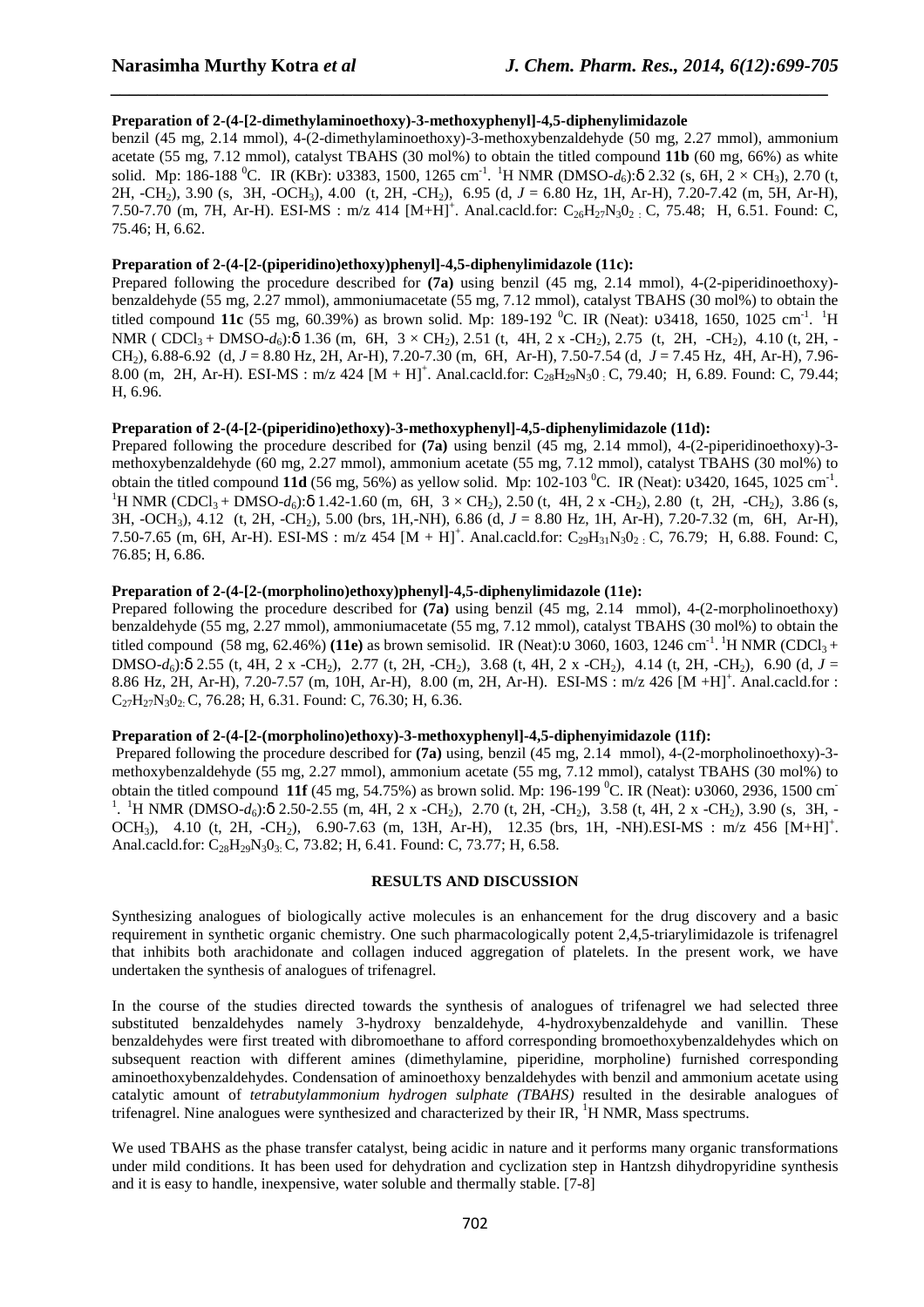**Preparation of 2-(4-[2-dimethylaminoethoxy)-3-methoxyphenyl]-4,5-diphenylimidazole**

benzil (45 mg, 2.14 mmol), 4-(2-dimethylaminoethoxy)-3-methoxybenzaldehyde (50 mg, 2.27 mmol), ammonium acetate (55 mg, 7.12 mmol), catalyst TBAHS (30 mol%) to obtain the titled compound **11b** (60 mg, 66%) as white solid. Mp: 186-188 $^0$C. IR (KBr): υ3383, 1500, 1265 cm$^{-1}$. $^1$H NMR (DMSO-$d_6$):δ 2.32 (s, 6H, 2 × CH$_3$), 2.70 (t, 2H, -CH$_2$), 3.90 (s, 3H, -OCH$_3$), 4.00 (t, 2H, -CH$_2$), 6.95 (d, *J* = 6.80 Hz, 1H, Ar-H), 7.20-7.42 (m, 5H, Ar-H), 7.50-7.70 (m, 7H, Ar-H). ESI-MS : m/z 414 [M+H]$^+$. Anal.cacld.for: $C_{26}H_{27}N_30_2$ : C, 75.48; H, 6.51. Found: C, 75.46; H, 6.62.

**Preparation of 2-(4-[2-(piperidino)ethoxy)phenyl]-4,5-diphenylimidazole (11c):**

Prepared following the procedure described for **(7a)** using benzil (45 mg, 2.14 mmol), 4-(2-piperidinoethoxy)-benzaldehyde (55 mg, 2.27 mmol), ammoniumacetate (55 mg, 7.12 mmol), catalyst TBAHS (30 mol%) to obtain the titled compound **11c** (55 mg, 60.39%) as brown solid. Mp: 189-192 $^0$C. IR (Neat): υ3418, 1650, 1025 cm$^{-1}$. $^1$H NMR ( CDCl$_3$ + DMSO-$d_6$):δ 1.36 (m, 6H, 3 × CH$_2$), 2.51 (t, 4H, 2 x -CH$_2$), 2.75 (t, 2H, -CH$_2$), 4.10 (t, 2H, -CH$_2$), 6.88-6.92 (d, *J* = 8.80 Hz, 2H, Ar-H), 7.20-7.30 (m, 6H, Ar-H), 7.50-7.54 (d, *J* = 7.45 Hz, 4H, Ar-H), 7.96-8.00 (m, 2H, Ar-H). ESI-MS : m/z 424 [M + H]$^+$. Anal.cacld.for: $C_{28}H_{29}N_30$ : C, 79.40; H, 6.89. Found: C, 79.44; H, 6.96.

**Preparation of 2-(4-[2-(piperidino)ethoxy)-3-methoxyphenyl]-4,5-diphenylimidazole (11d):**

Prepared following the procedure described for **(7a)** using benzil (45 mg, 2.14 mmol), 4-(2-piperidinoethoxy)-3-methoxybenzaldehyde (60 mg, 2.27 mmol), ammonium acetate (55 mg, 7.12 mmol), catalyst TBAHS (30 mol%) to obtain the titled compound **11d** (56 mg, 56%) as yellow solid. Mp: 102-103 $^0$C. IR (Neat): υ3420, 1645, 1025 cm$^{-1}$. $^1$H NMR (CDCl$_3$ + DMSO-$d_6$):δ 1.42-1.60 (m, 6H, 3 × CH$_2$), 2.50 (t, 4H, 2 x -CH$_2$), 2.80 (t, 2H, -CH$_2$), 3.86 (s, 3H, -OCH$_3$), 4.12 (t, 2H, -CH$_2$), 5.00 (brs, 1H,-NH), 6.86 (d, *J* = 8.80 Hz, 1H, Ar-H), 7.20-7.32 (m, 6H, Ar-H), 7.50-7.65 (m, 6H, Ar-H). ESI-MS : m/z 454 [M + H]$^+$. Anal.cacld.for: $C_{29}H_{31}N_30_2$ : C, 76.79; H, 6.88. Found: C, 76.85; H, 6.86.

**Preparation of 2-(4-[2-(morpholino)ethoxy)phenyl]-4,5-diphenylimidazole (11e):**

Prepared following the procedure described for **(7a)** using benzil (45 mg, 2.14 mmol), 4-(2-morpholinoethoxy) benzaldehyde (55 mg, 2.27 mmol), ammoniumacetate (55 mg, 7.12 mmol), catalyst TBAHS (30 mol%) to obtain the titled compound (58 mg, 62.46%) **(11e)** as brown semisolid. IR (Neat):υ 3060, 1603, 1246 cm$^{-1}$. $^1$H NMR (CDCl$_3$ + DMSO-$d_6$):δ 2.55 (t, 4H, 2 x -CH$_2$), 2.77 (t, 2H, -CH$_2$), 3.68 (t, 4H, 2 x -CH$_2$), 4.14 (t, 2H, -CH$_2$), 6.90 (d, *J* = 8.86 Hz, 2H, Ar-H), 7.20-7.57 (m, 10H, Ar-H), 8.00 (m, 2H, Ar-H). ESI-MS : m/z 426 [M +H]$^+$. Anal.cacld.for : $C_{27}H_{27}N_30_2$: C, 76.28; H, 6.31. Found: C, 76.30; H, 6.36.

**Preparation of 2-(4-[2-(morpholino)ethoxy)-3-methoxyphenyl]-4,5-diphenyimidazole (11f):**

Prepared following the procedure described for **(7a)** using, benzil (45 mg, 2.14 mmol), 4-(2-morpholinoethoxy)-3-methoxybenzaldehyde (55 mg, 2.27 mmol), ammonium acetate (55 mg, 7.12 mmol), catalyst TBAHS (30 mol%) to obtain the titled compound **11f** (45 mg, 54.75%) as brown solid. Mp: 196-199 $^0$C. IR (Neat): υ3060, 2936, 1500 cm$^{-1}$. $^1$H NMR (DMSO-$d_6$):δ 2.50-2.55 (m, 4H, 2 x -CH$_2$), 2.70 (t, 2H, -CH$_2$), 3.58 (t, 4H, 2 x -CH$_2$), 3.90 (s, 3H, -OCH$_3$), 4.10 (t, 2H, -CH$_2$), 6.90-7.63 (m, 13H, Ar-H), 12.35 (brs, 1H, -NH).ESI-MS : m/z 456 [M+H]$^+$. Anal.cacld.for: $C_{28}H_{29}N_30_3$: C, 73.82; H, 6.41. Found: C, 73.77; H, 6.58.

## RESULTS AND DISCUSSION

Synthesizing analogues of biologically active molecules is an enhancement for the drug discovery and a basic requirement in synthetic organic chemistry. One such pharmacologically potent 2,4,5-triarylimidazole is trifenagrel that inhibits both arachidonate and collagen induced aggregation of platelets. In the present work, we have undertaken the synthesis of analogues of trifenagrel.

In the course of the studies directed towards the synthesis of analogues of trifenagrel we had selected three substituted benzaldehydes namely 3-hydroxy benzaldehyde, 4-hydroxybenzaldehyde and vanillin. These benzaldehydes were first treated with dibromoethane to afford corresponding bromoethoxybenzaldehydes which on subsequent reaction with different amines (dimethylamine, piperidine, morpholine) furnished corresponding aminoethoxybenzaldehydes. Condensation of aminoethoxy benzaldehydes with benzil and ammonium acetate using catalytic amount of *tetrabutylammonium hydrogen sulphate (TBAHS)* resulted in the desirable analogues of trifenagrel. Nine analogues were synthesized and characterized by their IR, $^1$H NMR, Mass spectrums.

We used TBAHS as the phase transfer catalyst, being acidic in nature and it performs many organic transformations under mild conditions. It has been used for dehydration and cyclization step in Hantzsh dihydropyridine synthesis and it is easy to handle, inexpensive, water soluble and thermally stable. [7-8]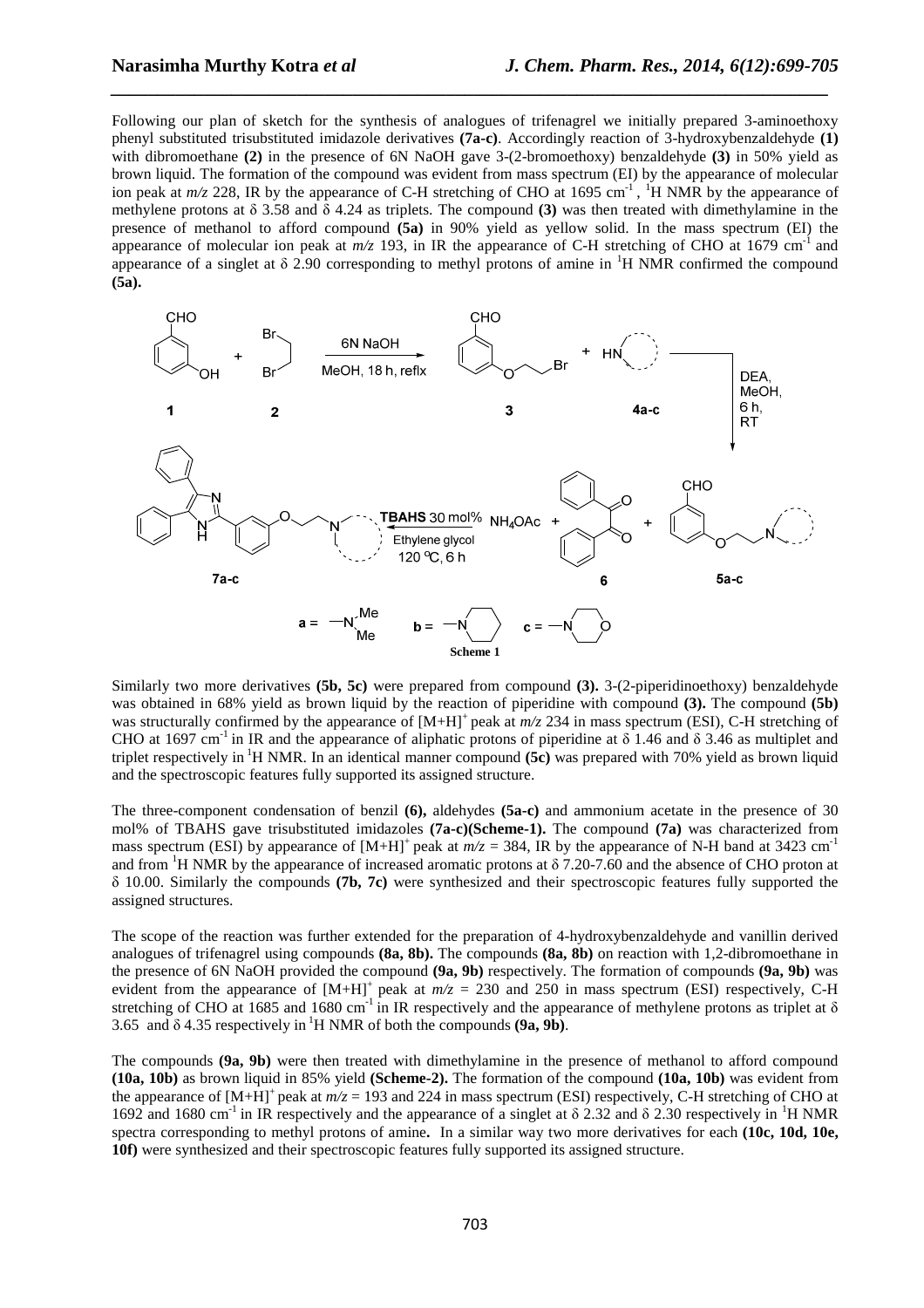Following our plan of sketch for the synthesis of analogues of trifenagrel we initially prepared 3-aminoethoxy phenyl substituted trisubstituted imidazole derivatives **(7a-c)**. Accordingly reaction of 3-hydroxybenzaldehyde **(1)** with dibromoethane **(2)** in the presence of 6N NaOH gave 3-(2-bromoethoxy) benzaldehyde **(3)** in 50% yield as brown liquid. The formation of the compound was evident from mass spectrum (EI) by the appearance of molecular ion peak at *m/z* 228, IR by the appearance of C-H stretching of CHO at 1695 $cm^{-1}$, $^1H$ NMR by the appearance of methylene protons at δ 3.58 and δ 4.24 as triplets. The compound **(3)** was then treated with dimethylamine in the presence of methanol to afford compound **(5a)** in 90% yield as yellow solid. In the mass spectrum (EI) the appearance of molecular ion peak at *m/z* 193, in IR the appearance of C-H stretching of CHO at 1679 $cm^{-1}$ and appearance of a singlet at δ 2.90 corresponding to methyl protons of amine in $^1H$ NMR confirmed the compound **(5a).**

**Scheme 1**

Similarly two more derivatives **(5b, 5c)** were prepared from compound **(3).** 3-(2-piperidinoethoxy) benzaldehyde was obtained in 68% yield as brown liquid by the reaction of piperidine with compound **(3).** The compound **(5b)** was structurally confirmed by the appearance of $[M+H]^+$ peak at *m/z* 234 in mass spectrum (ESI), C-H stretching of CHO at 1697 $cm^{-1}$ in IR and the appearance of aliphatic protons of piperidine at δ 1.46 and δ 3.46 as multiplet and triplet respectively in $^1H$ NMR. In an identical manner compound **(5c)** was prepared with 70% yield as brown liquid and the spectroscopic features fully supported its assigned structure.

The three-component condensation of benzil **(6),** aldehydes **(5a-c)** and ammonium acetate in the presence of 30 mol% of TBAHS gave trisubstituted imidazoles **(7a-c)(Scheme-1).** The compound **(7a)** was characterized from mass spectrum (ESI) by appearance of $[M+H]^+$ peak at *m/z* = 384, IR by the appearance of N-H band at 3423 $cm^{-1}$ and from $^1H$ NMR by the appearance of increased aromatic protons at δ 7.20-7.60 and the absence of CHO proton at δ 10.00. Similarly the compounds **(7b, 7c)** were synthesized and their spectroscopic features fully supported the assigned structures.

The scope of the reaction was further extended for the preparation of 4-hydroxybenzaldehyde and vanillin derived analogues of trifenagrel using compounds **(8a, 8b).** The compounds **(8a, 8b)** on reaction with 1,2-dibromoethane in the presence of 6N NaOH provided the compound **(9a, 9b)** respectively. The formation of compounds **(9a, 9b)** was evident from the appearance of $[M+H]^+$ peak at *m/z* = 230 and 250 in mass spectrum (ESI) respectively, C-H stretching of CHO at 1685 and 1680 $cm^{-1}$ in IR respectively and the appearance of methylene protons as triplet at δ 3.65 and δ 4.35 respectively in $^1H$ NMR of both the compounds **(9a, 9b)**.

The compounds **(9a, 9b)** were then treated with dimethylamine in the presence of methanol to afford compound **(10a, 10b)** as brown liquid in 85% yield **(Scheme-2).** The formation of the compound **(10a, 10b)** was evident from the appearance of $[M+H]^+$ peak at *m/z* = 193 and 224 in mass spectrum (ESI) respectively, C-H stretching of CHO at 1692 and 1680 $cm^{-1}$ in IR respectively and the appearance of a singlet at δ 2.32 and δ 2.30 respectively in $^1H$ NMR spectra corresponding to methyl protons of amine**.** In a similar way two more derivatives for each **(10c, 10d, 10e, 10f)** were synthesized and their spectroscopic features fully supported its assigned structure.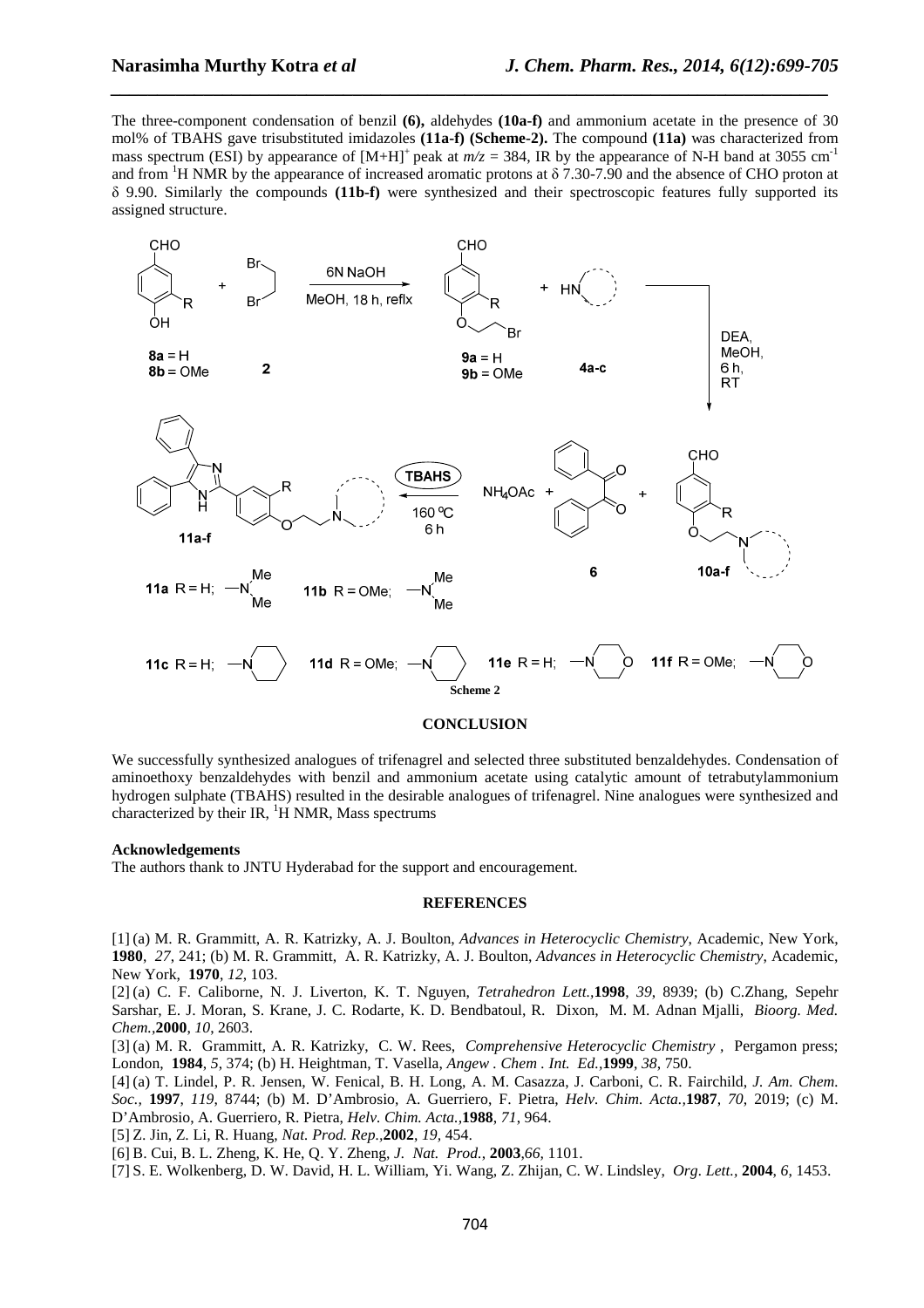The three-component condensation of benzil **(6),** aldehydes **(10a-f)** and ammonium acetate in the presence of 30 mol% of TBAHS gave trisubstituted imidazoles **(11a-f) (Scheme-2).** The compound **(11a)** was characterized from mass spectrum (ESI) by appearance of $[M+H]^+$ peak at $m/z$ = 384, IR by the appearance of N-H band at 3055 $cm^{-1}$ and from $^1H$ NMR by the appearance of increased aromatic protons at δ 7.30-7.90 and the absence of CHO proton at δ 9.90. Similarly the compounds **(11b-f)** were synthesized and their spectroscopic features fully supported its assigned structure.

**Scheme 2**

## CONCLUSION

We successfully synthesized analogues of trifenagrel and selected three substituted benzaldehydes. Condensation of aminoethoxy benzaldehydes with benzil and ammonium acetate using catalytic amount of tetrabutylammonium hydrogen sulphate (TBAHS) resulted in the desirable analogues of trifenagrel. Nine analogues were synthesized and characterized by their IR, $^1H$ NMR, Mass spectrums

### Acknowledgements

The authors thank to JNTU Hyderabad for the support and encouragement.

## REFERENCES

[1] (a) M. R. Grammitt, A. R. Katrizky, A. J. Boulton, *Advances in Heterocyclic Chemistry*, Academic, New York, **1980**, *27*, 241; (b) M. R. Grammitt, A. R. Katrizky, A. J. Boulton, *Advances in Heterocyclic Chemistry*, Academic, New York, **1970**, *12*, 103.

[2] (a) C. F. Caliborne, N. J. Liverton, K. T. Nguyen, *Tetrahedron Lett.*,**1998**, *39*, 8939; (b) C.Zhang, Sepehr Sarshar, E. J. Moran, S. Krane, J. C. Rodarte, K. D. Bendbatoul, R. Dixon, M. M. Adnan Mjalli, *Bioorg. Med. Chem.*,**2000**, *10*, 2603.

[3] (a) M. R. Grammitt, A. R. Katrizky, C. W. Rees, *Comprehensive Heterocyclic Chemistry* , Pergamon press; London, **1984**, *5*, 374; (b) H. Heightman, T. Vasella, *Angew . Chem . Int. Ed.*,**1999**, *38*, 750.

[4] (a) T. Lindel, P. R. Jensen, W. Fenical, B. H. Long, A. M. Casazza, J. Carboni, C. R. Fairchild, *J. Am. Chem. Soc.*, **1997**, *119*, 8744; (b) M. D'Ambrosio, A. Guerriero, F. Pietra, *Helv. Chim. Acta.*,**1987**, *70*, 2019; (c) M. D'Ambrosio, A. Guerriero, R. Pietra, *Helv. Chim. Acta.*,**1988**, *71*, 964.

[5] Z. Jin, Z. Li, R. Huang, *Nat. Prod. Rep.*,**2002**, *19*, 454.

[6] B. Cui, B. L. Zheng, K. He, Q. Y. Zheng, *J. Nat. Prod.*, **2003**,*66*, 1101.

[7] S. E. Wolkenberg, D. W. David, H. L. William, Yi. Wang, Z. Zhijan, C. W. Lindsley, *Org. Lett.*, **2004**, *6*, 1453.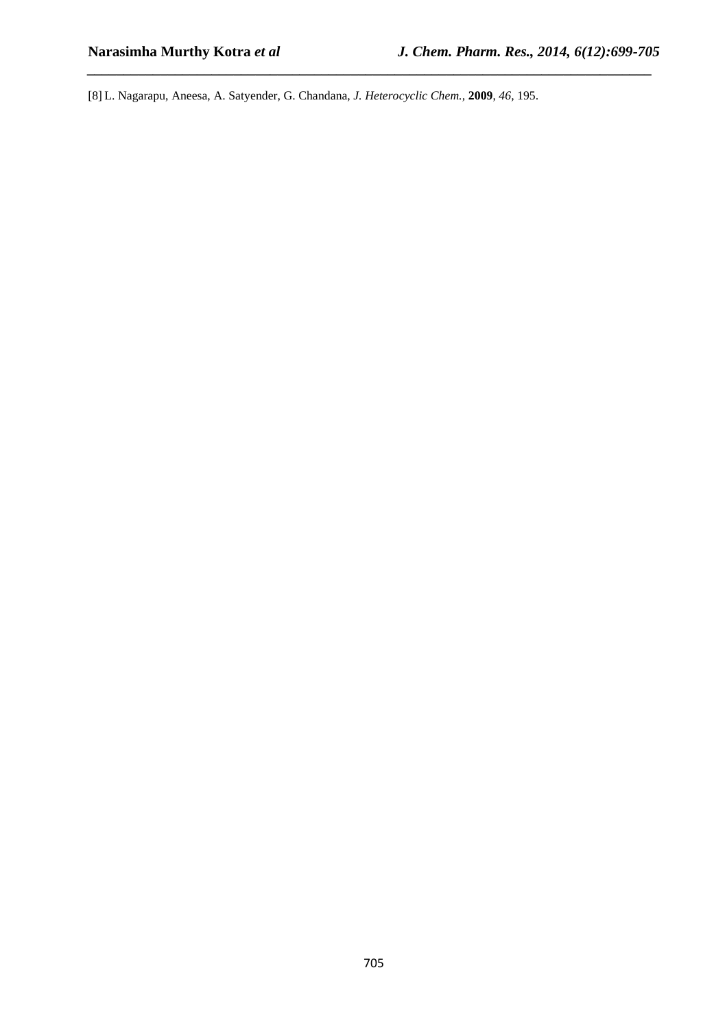[8] L. Nagarapu, Aneesa, A. Satyender, G. Chandana, *J. Heterocyclic Chem.*, **2009**, *46*, 195.